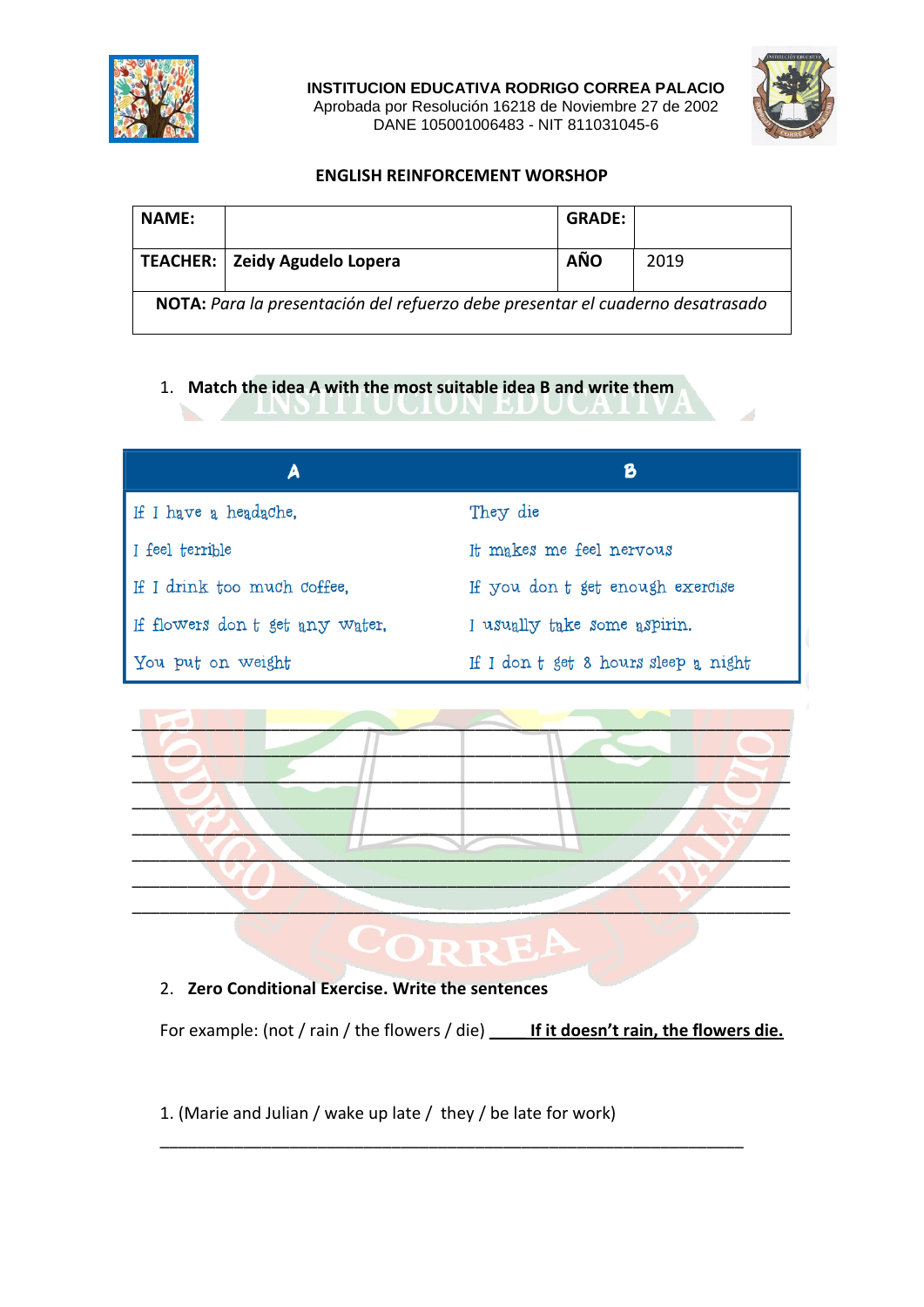**INSTITUCION EDUCATIVA RODRIGO CORREA PALACIO**
Aprobada por Resolución 16218 de Noviembre 27 de 2002
DANE 105001006483 - NIT 811031045-6

## ENGLISH REINFORCEMENT WORSHOP

| NAME: | | GRADE: | |
|---|---|---|---|
| TEACHER: | Zeidy Agudelo Lopera | AÑO | 2019 |

**NOTA:** *Para la presentación del refuerzo debe presentar el cuaderno desatrasado*

1. **Match the idea A with the most suitable idea B and write them**

| A | B |
|---|---|
| If I have a headache, | They die |
| I feel terrible | It makes me feel nervous |
| If I drink too much coffee, | If you don t get enough exercise |
| If flowers don t get any water, | I usually take some aspirin. |
| You put on weight | If I don t get 8 hours sleep a night |

\_\_\_\_\_\_\_\_\_\_\_\_\_\_\_\_\_\_\_\_\_\_\_\_\_\_\_\_\_\_\_\_\_\_\_\_\_\_\_\_\_\_\_\_\_\_\_\_\_\_\_\_\_\_\_\_\_\_\_\_

\_\_\_\_\_\_\_\_\_\_\_\_\_\_\_\_\_\_\_\_\_\_\_\_\_\_\_\_\_\_\_\_\_\_\_\_\_\_\_\_\_\_\_\_\_\_\_\_\_\_\_\_\_\_\_\_\_\_\_\_

\_\_\_\_\_\_\_\_\_\_\_\_\_\_\_\_\_\_\_\_\_\_\_\_\_\_\_\_\_\_\_\_\_\_\_\_\_\_\_\_\_\_\_\_\_\_\_\_\_\_\_\_\_\_\_\_\_\_\_\_

\_\_\_\_\_\_\_\_\_\_\_\_\_\_\_\_\_\_\_\_\_\_\_\_\_\_\_\_\_\_\_\_\_\_\_\_\_\_\_\_\_\_\_\_\_\_\_\_\_\_\_\_\_\_\_\_\_\_\_\_

\_\_\_\_\_\_\_\_\_\_\_\_\_\_\_\_\_\_\_\_\_\_\_\_\_\_\_\_\_\_\_\_\_\_\_\_\_\_\_\_\_\_\_\_\_\_\_\_\_\_\_\_\_\_\_\_\_\_\_\_

\_\_\_\_\_\_\_\_\_\_\_\_\_\_\_\_\_\_\_\_\_\_\_\_\_\_\_\_\_\_\_\_\_\_\_\_\_\_\_\_\_\_\_\_\_\_\_\_\_\_\_\_\_\_\_\_\_\_\_\_

\_\_\_\_\_\_\_\_\_\_\_\_\_\_\_\_\_\_\_\_\_\_\_\_\_\_\_\_\_\_\_\_\_\_\_\_\_\_\_\_\_\_\_\_\_\_\_\_\_\_\_\_\_\_\_\_\_\_\_\_

\_\_\_\_\_\_\_\_\_\_\_\_\_\_\_\_\_\_\_\_\_\_\_\_\_\_\_\_\_\_\_\_\_\_\_\_\_\_\_\_\_\_\_\_\_\_\_\_\_\_\_\_\_\_\_\_\_\_\_\_

2. **Zero Conditional Exercise. Write the sentences**

For example: (not / rain / the flowers / die) \_\_\_\_\_**<u>If it doesn't rain, the flowers die.</u>**

1. (Marie and Julian / wake up late / they / be late for work)

\_\_\_\_\_\_\_\_\_\_\_\_\_\_\_\_\_\_\_\_\_\_\_\_\_\_\_\_\_\_\_\_\_\_\_\_\_\_\_\_\_\_\_\_\_\_\_\_\_\_\_\_\_\_\_\_\_\_\_\_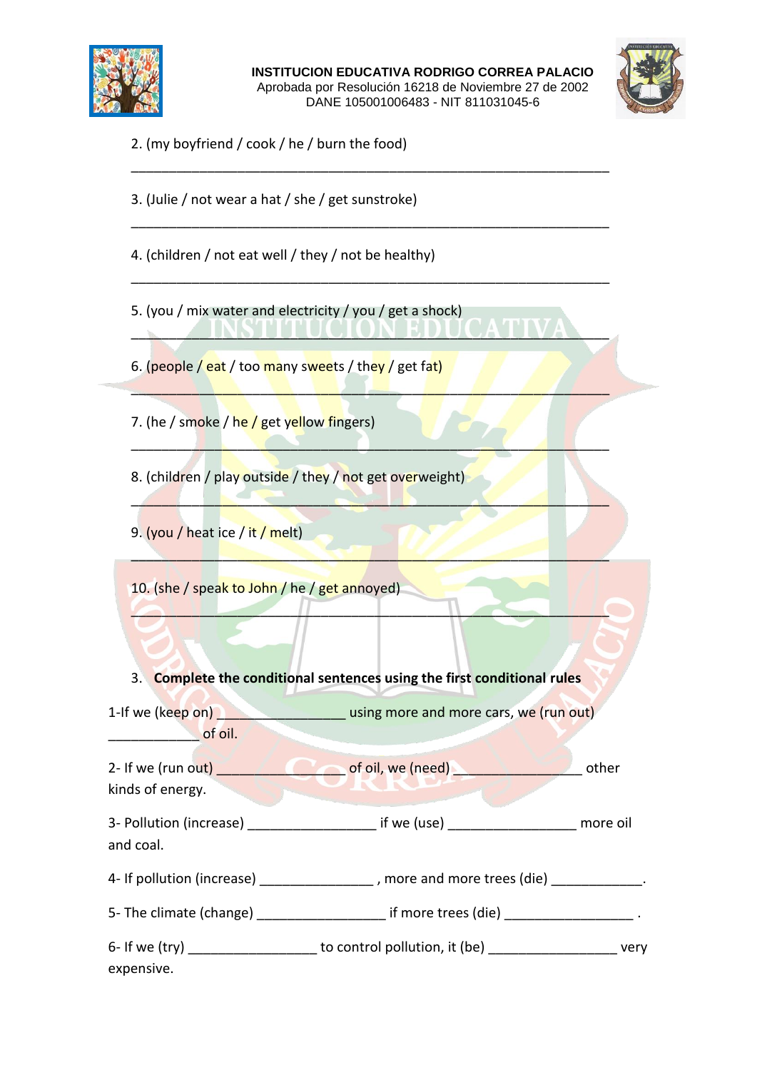2. (my boyfriend / cook / he / burn the food)

_______________________________________________________________

3. (Julie / not wear a hat / she / get sunstroke)

_______________________________________________________________

4. (children / not eat well / they / not be healthy)

_______________________________________________________________

5. (you / mix water and electricity / you / get a shock)

_______________________________________________________________

6. (people / eat / too many sweets / they / get fat)

_______________________________________________________________

7. (he / smoke / he / get yellow fingers)

_______________________________________________________________

8. (children / play outside / they / not get overweight)

_______________________________________________________________

9. (you / heat ice / it / melt)

_______________________________________________________________

10. (she / speak to John / he / get annoyed)

_______________________________________________________________

3. **Complete the conditional sentences using the first conditional rules**

1-If we (keep on) ________________ using more and more cars, we (run out) ____________ of oil.

2- If we (run out) ________________ of oil, we (need) ________________ other kinds of energy.

3- Pollution (increase) ________________ if we (use) ________________ more oil and coal.

4- If pollution (increase) _______________ , more and more trees (die) ____________.

5- The climate (change) ________________ if more trees (die) ________________ .

6- If we (try) ________________ to control pollution, it (be) ________________ very expensive.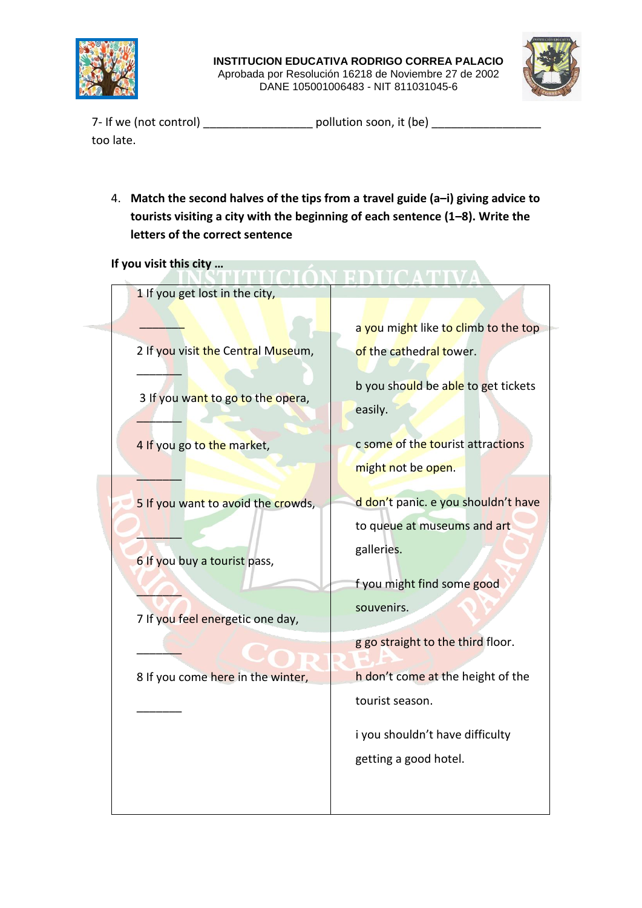7- If we (not control) _________________ pollution soon, it (be) _________________ too late.

4. **Match the second halves of the tips from a travel guide (a–i) giving advice to tourists visiting a city with the beginning of each sentence (1–8). Write the letters of the correct sentence**

**If you visit this city …**

| | |
|---|---|
| 1 If you get lost in the city, _______ | a you might like to climb to the top of the cathedral tower. |
| 2 If you visit the Central Museum, _______ | b you should be able to get tickets easily. |
| 3 If you want to go to the opera, _______ | c some of the tourist attractions might not be open. |
| 4 If you go to the market, _______ | d don't panic. |
| 5 If you want to avoid the crowds, _______ | e you shouldn't have to queue at museums and art galleries. |
| 6 If you buy a tourist pass, _______ | f you might find some good souvenirs. |
| 7 If you feel energetic one day, _______ | g go straight to the third floor. |
| 8 If you come here in the winter, _______ | h don't come at the height of the tourist season. |
| | i you shouldn't have difficulty getting a good hotel. |